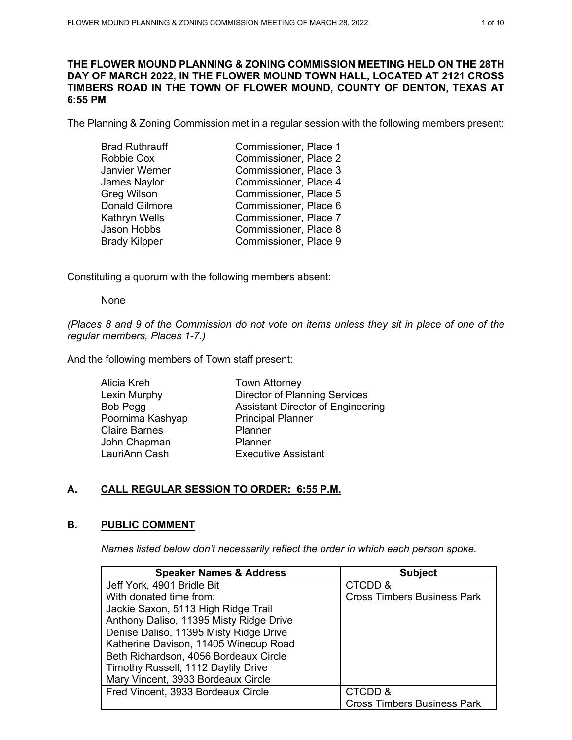**THE FLOWER MOUND PLANNING & ZONING COMMISSION MEETING HELD ON THE 28TH DAY OF MARCH 2022, IN THE FLOWER MOUND TOWN HALL, LOCATED AT 2121 CROSS TIMBERS ROAD IN THE TOWN OF FLOWER MOUND, COUNTY OF DENTON, TEXAS AT 6:55 PM**

The Planning & Zoning Commission met in a regular session with the following members present:

| | |
|---|---|
| Brad Ruthrauff | Commissioner, Place 1 |
| Robbie Cox | Commissioner, Place 2 |
| Janvier Werner | Commissioner, Place 3 |
| James Naylor | Commissioner, Place 4 |
| Greg Wilson | Commissioner, Place 5 |
| Donald Gilmore | Commissioner, Place 6 |
| Kathryn Wells | Commissioner, Place 7 |
| Jason Hobbs | Commissioner, Place 8 |
| Brady Kilpper | Commissioner, Place 9 |

Constituting a quorum with the following members absent:

None

*(Places 8 and 9 of the Commission do not vote on items unless they sit in place of one of the regular members, Places 1-7.)*

And the following members of Town staff present:

| | |
|---|---|
| Alicia Kreh | Town Attorney |
| Lexin Murphy | Director of Planning Services |
| Bob Pegg | Assistant Director of Engineering |
| Poornima Kashyap | Principal Planner |
| Claire Barnes | Planner |
| John Chapman | Planner |
| LauriAnn Cash | Executive Assistant |

## A. CALL REGULAR SESSION TO ORDER: 6:55 P.M.

## B. PUBLIC COMMENT

*Names listed below don't necessarily reflect the order in which each person spoke.*

| Speaker Names & Address | Subject |
|---|---|
| Jeff York, 4901 Bridle Bit<br>With donated time from:<br>Jackie Saxon, 5113 High Ridge Trail<br>Anthony Daliso, 11395 Misty Ridge Drive<br>Denise Daliso, 11395 Misty Ridge Drive<br>Katherine Davison, 11405 Winecup Road<br>Beth Richardson, 4056 Bordeaux Circle<br>Timothy Russell, 1112 Daylily Drive<br>Mary Vincent, 3933 Bordeaux Circle | CTCDD &<br>Cross Timbers Business Park |
| Fred Vincent, 3933 Bordeaux Circle | CTCDD &<br>Cross Timbers Business Park |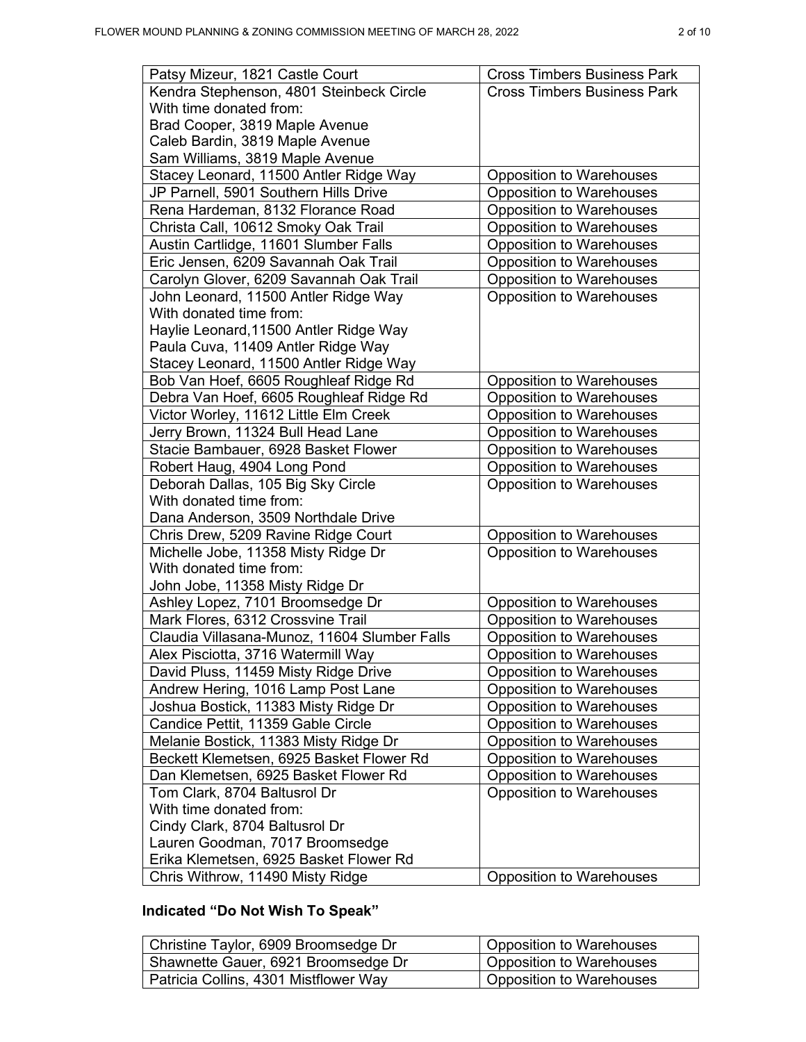| | |
|---|---|
| Patsy Mizeur, 1821 Castle Court | Cross Timbers Business Park |
| Kendra Stephenson, 4801 Steinbeck Circle<br>With time donated from:<br>Brad Cooper, 3819 Maple Avenue<br>Caleb Bardin, 3819 Maple Avenue<br>Sam Williams, 3819 Maple Avenue | Cross Timbers Business Park |
| Stacey Leonard, 11500 Antler Ridge Way | Opposition to Warehouses |
| JP Parnell, 5901 Southern Hills Drive | Opposition to Warehouses |
| Rena Hardeman, 8132 Florance Road | Opposition to Warehouses |
| Christa Call, 10612 Smoky Oak Trail | Opposition to Warehouses |
| Austin Cartlidge, 11601 Slumber Falls | Opposition to Warehouses |
| Eric Jensen, 6209 Savannah Oak Trail | Opposition to Warehouses |
| Carolyn Glover, 6209 Savannah Oak Trail | Opposition to Warehouses |
| John Leonard, 11500 Antler Ridge Way<br>With donated time from:<br>Haylie Leonard,11500 Antler Ridge Way<br>Paula Cuva, 11409 Antler Ridge Way<br>Stacey Leonard, 11500 Antler Ridge Way | Opposition to Warehouses |
| Bob Van Hoef, 6605 Roughleaf Ridge Rd | Opposition to Warehouses |
| Debra Van Hoef, 6605 Roughleaf Ridge Rd | Opposition to Warehouses |
| Victor Worley, 11612 Little Elm Creek | Opposition to Warehouses |
| Jerry Brown, 11324 Bull Head Lane | Opposition to Warehouses |
| Stacie Bambauer, 6928 Basket Flower | Opposition to Warehouses |
| Robert Haug, 4904 Long Pond | Opposition to Warehouses |
| Deborah Dallas, 105 Big Sky Circle<br>With donated time from:<br>Dana Anderson, 3509 Northdale Drive | Opposition to Warehouses |
| Chris Drew, 5209 Ravine Ridge Court | Opposition to Warehouses |
| Michelle Jobe, 11358 Misty Ridge Dr<br>With donated time from:<br>John Jobe, 11358 Misty Ridge Dr | Opposition to Warehouses |
| Ashley Lopez, 7101 Broomsedge Dr | Opposition to Warehouses |
| Mark Flores, 6312 Crossvine Trail | Opposition to Warehouses |
| Claudia Villasana-Munoz, 11604 Slumber Falls | Opposition to Warehouses |
| Alex Pisciotta, 3716 Watermill Way | Opposition to Warehouses |
| David Pluss, 11459 Misty Ridge Drive | Opposition to Warehouses |
| Andrew Hering, 1016 Lamp Post Lane | Opposition to Warehouses |
| Joshua Bostick, 11383 Misty Ridge Dr | Opposition to Warehouses |
| Candice Pettit, 11359 Gable Circle | Opposition to Warehouses |
| Melanie Bostick, 11383 Misty Ridge Dr | Opposition to Warehouses |
| Beckett Klemetsen, 6925 Basket Flower Rd | Opposition to Warehouses |
| Dan Klemetsen, 6925 Basket Flower Rd | Opposition to Warehouses |
| Tom Clark, 8704 Baltusrol Dr<br>With time donated from:<br>Cindy Clark, 8704 Baltusrol Dr<br>Lauren Goodman, 7017 Broomsedge<br>Erika Klemetsen, 6925 Basket Flower Rd | Opposition to Warehouses |
| Chris Withrow, 11490 Misty Ridge | Opposition to Warehouses |

**Indicated "Do Not Wish To Speak"**

| | |
|---|---|
| Christine Taylor, 6909 Broomsedge Dr | Opposition to Warehouses |
| Shawnette Gauer, 6921 Broomsedge Dr | Opposition to Warehouses |
| Patricia Collins, 4301 Mistflower Way | Opposition to Warehouses |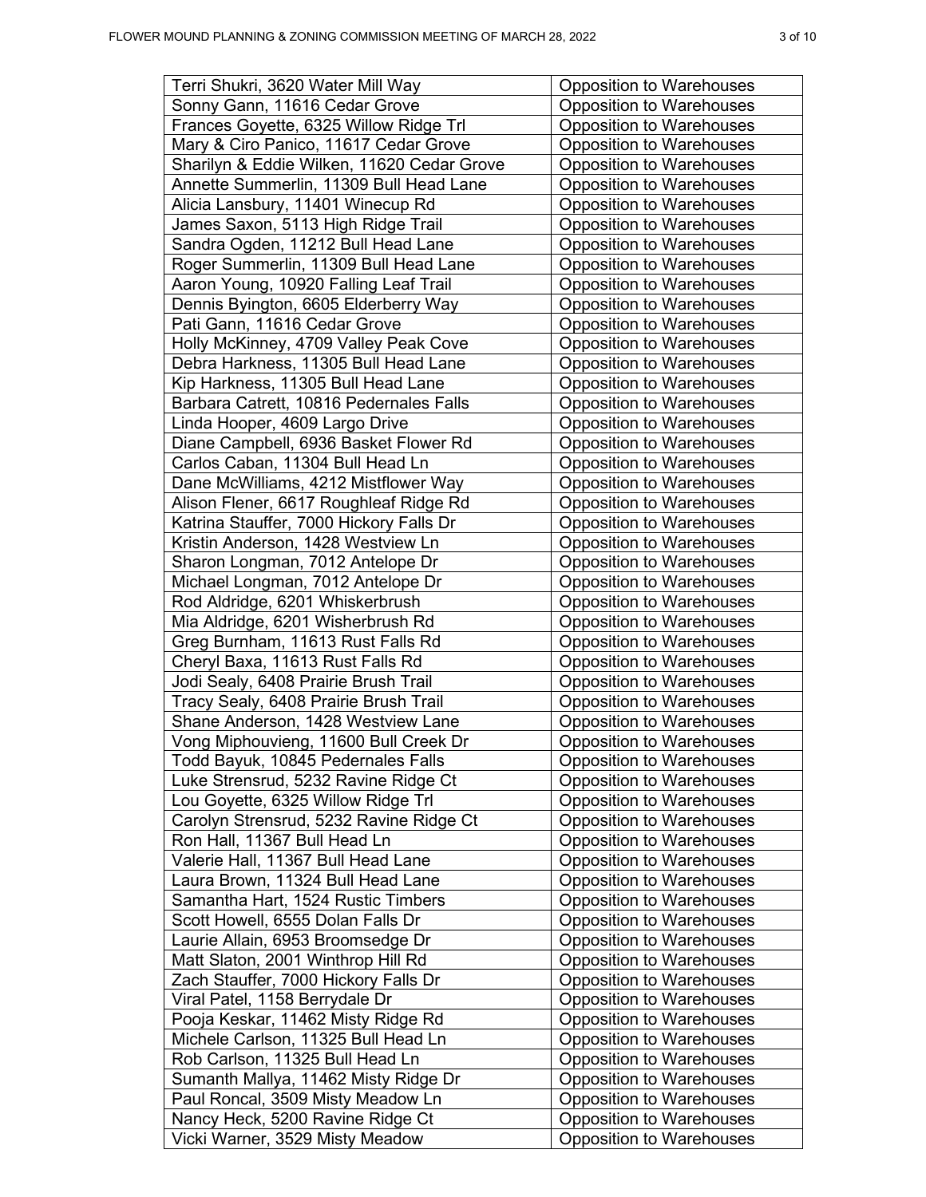| Terri Shukri, 3620 Water Mill Way | Opposition to Warehouses |
|---|---|
| Sonny Gann, 11616 Cedar Grove | Opposition to Warehouses |
| Frances Goyette, 6325 Willow Ridge Trl | Opposition to Warehouses |
| Mary & Ciro Panico, 11617 Cedar Grove | Opposition to Warehouses |
| Sharilyn & Eddie Wilken, 11620 Cedar Grove | Opposition to Warehouses |
| Annette Summerlin, 11309 Bull Head Lane | Opposition to Warehouses |
| Alicia Lansbury, 11401 Winecup Rd | Opposition to Warehouses |
| James Saxon, 5113 High Ridge Trail | Opposition to Warehouses |
| Sandra Ogden, 11212 Bull Head Lane | Opposition to Warehouses |
| Roger Summerlin, 11309 Bull Head Lane | Opposition to Warehouses |
| Aaron Young, 10920 Falling Leaf Trail | Opposition to Warehouses |
| Dennis Byington, 6605 Elderberry Way | Opposition to Warehouses |
| Pati Gann, 11616 Cedar Grove | Opposition to Warehouses |
| Holly McKinney, 4709 Valley Peak Cove | Opposition to Warehouses |
| Debra Harkness, 11305 Bull Head Lane | Opposition to Warehouses |
| Kip Harkness, 11305 Bull Head Lane | Opposition to Warehouses |
| Barbara Catrett, 10816 Pedernales Falls | Opposition to Warehouses |
| Linda Hooper, 4609 Largo Drive | Opposition to Warehouses |
| Diane Campbell, 6936 Basket Flower Rd | Opposition to Warehouses |
| Carlos Caban, 11304 Bull Head Ln | Opposition to Warehouses |
| Dane McWilliams, 4212 Mistflower Way | Opposition to Warehouses |
| Alison Flener, 6617 Roughleaf Ridge Rd | Opposition to Warehouses |
| Katrina Stauffer, 7000 Hickory Falls Dr | Opposition to Warehouses |
| Kristin Anderson, 1428 Westview Ln | Opposition to Warehouses |
| Sharon Longman, 7012 Antelope Dr | Opposition to Warehouses |
| Michael Longman, 7012 Antelope Dr | Opposition to Warehouses |
| Rod Aldridge, 6201 Whiskerbrush | Opposition to Warehouses |
| Mia Aldridge, 6201 Wisherbrush Rd | Opposition to Warehouses |
| Greg Burnham, 11613 Rust Falls Rd | Opposition to Warehouses |
| Cheryl Baxa, 11613 Rust Falls Rd | Opposition to Warehouses |
| Jodi Sealy, 6408 Prairie Brush Trail | Opposition to Warehouses |
| Tracy Sealy, 6408 Prairie Brush Trail | Opposition to Warehouses |
| Shane Anderson, 1428 Westview Lane | Opposition to Warehouses |
| Vong Miphouvieng, 11600 Bull Creek Dr | Opposition to Warehouses |
| Todd Bayuk, 10845 Pedernales Falls | Opposition to Warehouses |
| Luke Strensrud, 5232 Ravine Ridge Ct | Opposition to Warehouses |
| Lou Goyette, 6325 Willow Ridge Trl | Opposition to Warehouses |
| Carolyn Strensrud, 5232 Ravine Ridge Ct | Opposition to Warehouses |
| Ron Hall, 11367 Bull Head Ln | Opposition to Warehouses |
| Valerie Hall, 11367 Bull Head Lane | Opposition to Warehouses |
| Laura Brown, 11324 Bull Head Lane | Opposition to Warehouses |
| Samantha Hart, 1524 Rustic Timbers | Opposition to Warehouses |
| Scott Howell, 6555 Dolan Falls Dr | Opposition to Warehouses |
| Laurie Allain, 6953 Broomsedge Dr | Opposition to Warehouses |
| Matt Slaton, 2001 Winthrop Hill Rd | Opposition to Warehouses |
| Zach Stauffer, 7000 Hickory Falls Dr | Opposition to Warehouses |
| Viral Patel, 1158 Berrydale Dr | Opposition to Warehouses |
| Pooja Keskar, 11462 Misty Ridge Rd | Opposition to Warehouses |
| Michele Carlson, 11325 Bull Head Ln | Opposition to Warehouses |
| Rob Carlson, 11325 Bull Head Ln | Opposition to Warehouses |
| Sumanth Mallya, 11462 Misty Ridge Dr | Opposition to Warehouses |
| Paul Roncal, 3509 Misty Meadow Ln | Opposition to Warehouses |
| Nancy Heck, 5200 Ravine Ridge Ct | Opposition to Warehouses |
| Vicki Warner, 3529 Misty Meadow | Opposition to Warehouses |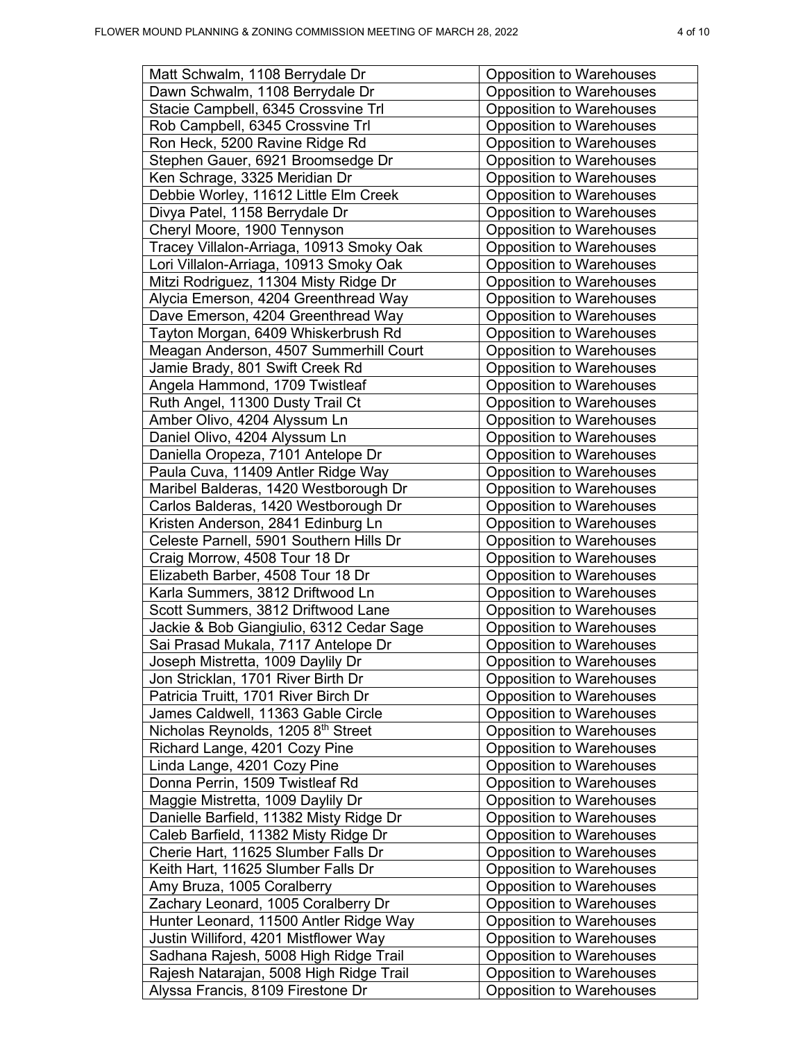| | |
|---|---|
| Matt Schwalm, 1108 Berrydale Dr | Opposition to Warehouses |
| Dawn Schwalm, 1108 Berrydale Dr | Opposition to Warehouses |
| Stacie Campbell, 6345 Crossvine Trl | Opposition to Warehouses |
| Rob Campbell, 6345 Crossvine Trl | Opposition to Warehouses |
| Ron Heck, 5200 Ravine Ridge Rd | Opposition to Warehouses |
| Stephen Gauer, 6921 Broomsedge Dr | Opposition to Warehouses |
| Ken Schrage, 3325 Meridian Dr | Opposition to Warehouses |
| Debbie Worley, 11612 Little Elm Creek | Opposition to Warehouses |
| Divya Patel, 1158 Berrydale Dr | Opposition to Warehouses |
| Cheryl Moore, 1900 Tennyson | Opposition to Warehouses |
| Tracey Villalon-Arriaga, 10913 Smoky Oak | Opposition to Warehouses |
| Lori Villalon-Arriaga, 10913 Smoky Oak | Opposition to Warehouses |
| Mitzi Rodriguez, 11304 Misty Ridge Dr | Opposition to Warehouses |
| Alycia Emerson, 4204 Greenthread Way | Opposition to Warehouses |
| Dave Emerson, 4204 Greenthread Way | Opposition to Warehouses |
| Tayton Morgan, 6409 Whiskerbrush Rd | Opposition to Warehouses |
| Meagan Anderson, 4507 Summerhill Court | Opposition to Warehouses |
| Jamie Brady, 801 Swift Creek Rd | Opposition to Warehouses |
| Angela Hammond, 1709 Twistleaf | Opposition to Warehouses |
| Ruth Angel, 11300 Dusty Trail Ct | Opposition to Warehouses |
| Amber Olivo, 4204 Alyssum Ln | Opposition to Warehouses |
| Daniel Olivo, 4204 Alyssum Ln | Opposition to Warehouses |
| Daniella Oropeza, 7101 Antelope Dr | Opposition to Warehouses |
| Paula Cuva, 11409 Antler Ridge Way | Opposition to Warehouses |
| Maribel Balderas, 1420 Westborough Dr | Opposition to Warehouses |
| Carlos Balderas, 1420 Westborough Dr | Opposition to Warehouses |
| Kristen Anderson, 2841 Edinburg Ln | Opposition to Warehouses |
| Celeste Parnell, 5901 Southern Hills Dr | Opposition to Warehouses |
| Craig Morrow, 4508 Tour 18 Dr | Opposition to Warehouses |
| Elizabeth Barber, 4508 Tour 18 Dr | Opposition to Warehouses |
| Karla Summers, 3812 Driftwood Ln | Opposition to Warehouses |
| Scott Summers, 3812 Driftwood Lane | Opposition to Warehouses |
| Jackie & Bob Giangiulio, 6312 Cedar Sage | Opposition to Warehouses |
| Sai Prasad Mukala, 7117 Antelope Dr | Opposition to Warehouses |
| Joseph Mistretta, 1009 Daylily Dr | Opposition to Warehouses |
| Jon Stricklan, 1701 River Birth Dr | Opposition to Warehouses |
| Patricia Truitt, 1701 River Birch Dr | Opposition to Warehouses |
| James Caldwell, 11363 Gable Circle | Opposition to Warehouses |
| Nicholas Reynolds, 1205 8th Street | Opposition to Warehouses |
| Richard Lange, 4201 Cozy Pine | Opposition to Warehouses |
| Linda Lange, 4201 Cozy Pine | Opposition to Warehouses |
| Donna Perrin, 1509 Twistleaf Rd | Opposition to Warehouses |
| Maggie Mistretta, 1009 Daylily Dr | Opposition to Warehouses |
| Danielle Barfield, 11382 Misty Ridge Dr | Opposition to Warehouses |
| Caleb Barfield, 11382 Misty Ridge Dr | Opposition to Warehouses |
| Cherie Hart, 11625 Slumber Falls Dr | Opposition to Warehouses |
| Keith Hart, 11625 Slumber Falls Dr | Opposition to Warehouses |
| Amy Bruza, 1005 Coralberry | Opposition to Warehouses |
| Zachary Leonard, 1005 Coralberry Dr | Opposition to Warehouses |
| Hunter Leonard, 11500 Antler Ridge Way | Opposition to Warehouses |
| Justin Williford, 4201 Mistflower Way | Opposition to Warehouses |
| Sadhana Rajesh, 5008 High Ridge Trail | Opposition to Warehouses |
| Rajesh Natarajan, 5008 High Ridge Trail | Opposition to Warehouses |
| Alyssa Francis, 8109 Firestone Dr | Opposition to Warehouses |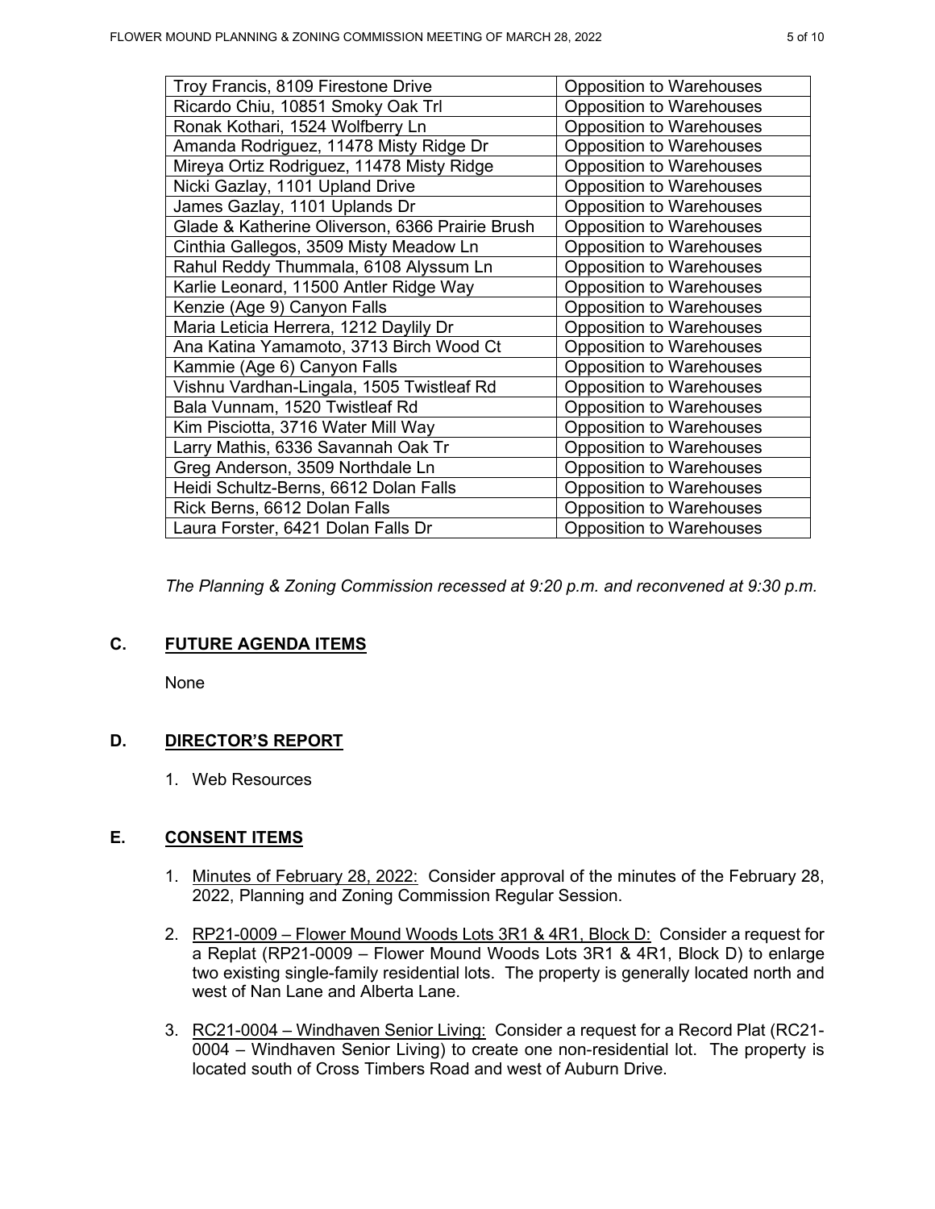| Troy Francis, 8109 Firestone Drive | Opposition to Warehouses |
|---|---|
| Ricardo Chiu, 10851 Smoky Oak Trl | Opposition to Warehouses |
| Ronak Kothari, 1524 Wolfberry Ln | Opposition to Warehouses |
| Amanda Rodriguez, 11478 Misty Ridge Dr | Opposition to Warehouses |
| Mireya Ortiz Rodriguez, 11478 Misty Ridge | Opposition to Warehouses |
| Nicki Gazlay, 1101 Upland Drive | Opposition to Warehouses |
| James Gazlay, 1101 Uplands Dr | Opposition to Warehouses |
| Glade & Katherine Oliverson, 6366 Prairie Brush | Opposition to Warehouses |
| Cinthia Gallegos, 3509 Misty Meadow Ln | Opposition to Warehouses |
| Rahul Reddy Thummala, 6108 Alyssum Ln | Opposition to Warehouses |
| Karlie Leonard, 11500 Antler Ridge Way | Opposition to Warehouses |
| Kenzie (Age 9) Canyon Falls | Opposition to Warehouses |
| Maria Leticia Herrera, 1212 Daylily Dr | Opposition to Warehouses |
| Ana Katina Yamamoto, 3713 Birch Wood Ct | Opposition to Warehouses |
| Kammie (Age 6) Canyon Falls | Opposition to Warehouses |
| Vishnu Vardhan-Lingala, 1505 Twistleaf Rd | Opposition to Warehouses |
| Bala Vunnam, 1520 Twistleaf Rd | Opposition to Warehouses |
| Kim Pisciotta, 3716 Water Mill Way | Opposition to Warehouses |
| Larry Mathis, 6336 Savannah Oak Tr | Opposition to Warehouses |
| Greg Anderson, 3509 Northdale Ln | Opposition to Warehouses |
| Heidi Schultz-Berns, 6612 Dolan Falls | Opposition to Warehouses |
| Rick Berns, 6612 Dolan Falls | Opposition to Warehouses |
| Laura Forster, 6421 Dolan Falls Dr | Opposition to Warehouses |

*The Planning & Zoning Commission recessed at 9:20 p.m. and reconvened at 9:30 p.m.*

## C. FUTURE AGENDA ITEMS

None

## D. DIRECTOR'S REPORT

1. Web Resources

## E. CONSENT ITEMS

1. Minutes of February 28, 2022: Consider approval of the minutes of the February 28, 2022, Planning and Zoning Commission Regular Session.

2. RP21-0009 – Flower Mound Woods Lots 3R1 & 4R1, Block D: Consider a request for a Replat (RP21-0009 – Flower Mound Woods Lots 3R1 & 4R1, Block D) to enlarge two existing single-family residential lots. The property is generally located north and west of Nan Lane and Alberta Lane.

3. RC21-0004 – Windhaven Senior Living: Consider a request for a Record Plat (RC21-0004 – Windhaven Senior Living) to create one non-residential lot. The property is located south of Cross Timbers Road and west of Auburn Drive.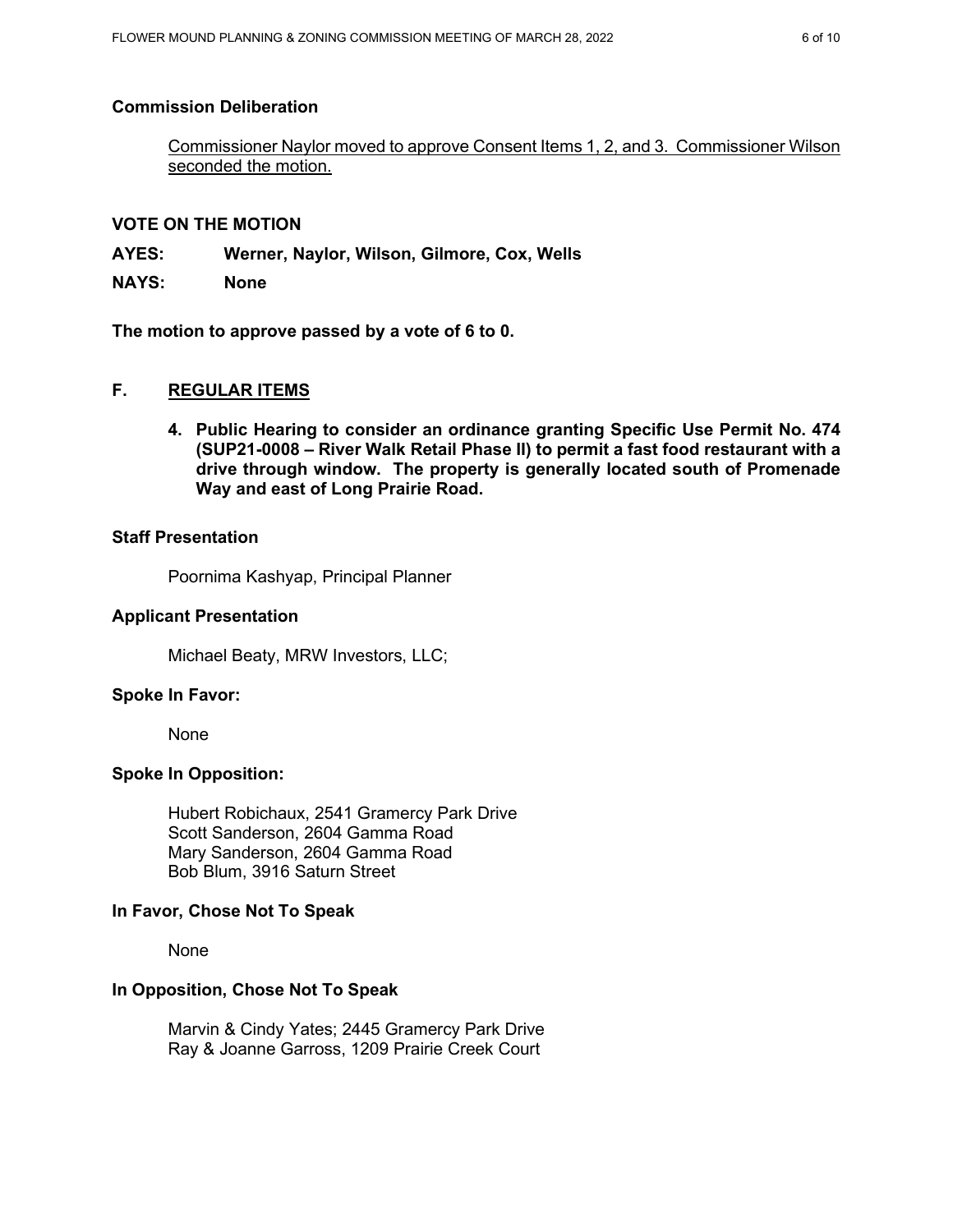**Commission Deliberation**

Commissioner Naylor moved to approve Consent Items 1, 2, and 3. Commissioner Wilson seconded the motion.

**VOTE ON THE MOTION**

**AYES: Werner, Naylor, Wilson, Gilmore, Cox, Wells**

**NAYS: None**

**The motion to approve passed by a vote of 6 to 0.**

## F. REGULAR ITEMS

**4. Public Hearing to consider an ordinance granting Specific Use Permit No. 474 (SUP21-0008 – River Walk Retail Phase II) to permit a fast food restaurant with a drive through window. The property is generally located south of Promenade Way and east of Long Prairie Road.**

**Staff Presentation**

Poornima Kashyap, Principal Planner

**Applicant Presentation**

Michael Beaty, MRW Investors, LLC;

**Spoke In Favor:**

None

**Spoke In Opposition:**

Hubert Robichaux, 2541 Gramercy Park Drive
Scott Sanderson, 2604 Gamma Road
Mary Sanderson, 2604 Gamma Road
Bob Blum, 3916 Saturn Street

**In Favor, Chose Not To Speak**

None

**In Opposition, Chose Not To Speak**

Marvin & Cindy Yates; 2445 Gramercy Park Drive
Ray & Joanne Garross, 1209 Prairie Creek Court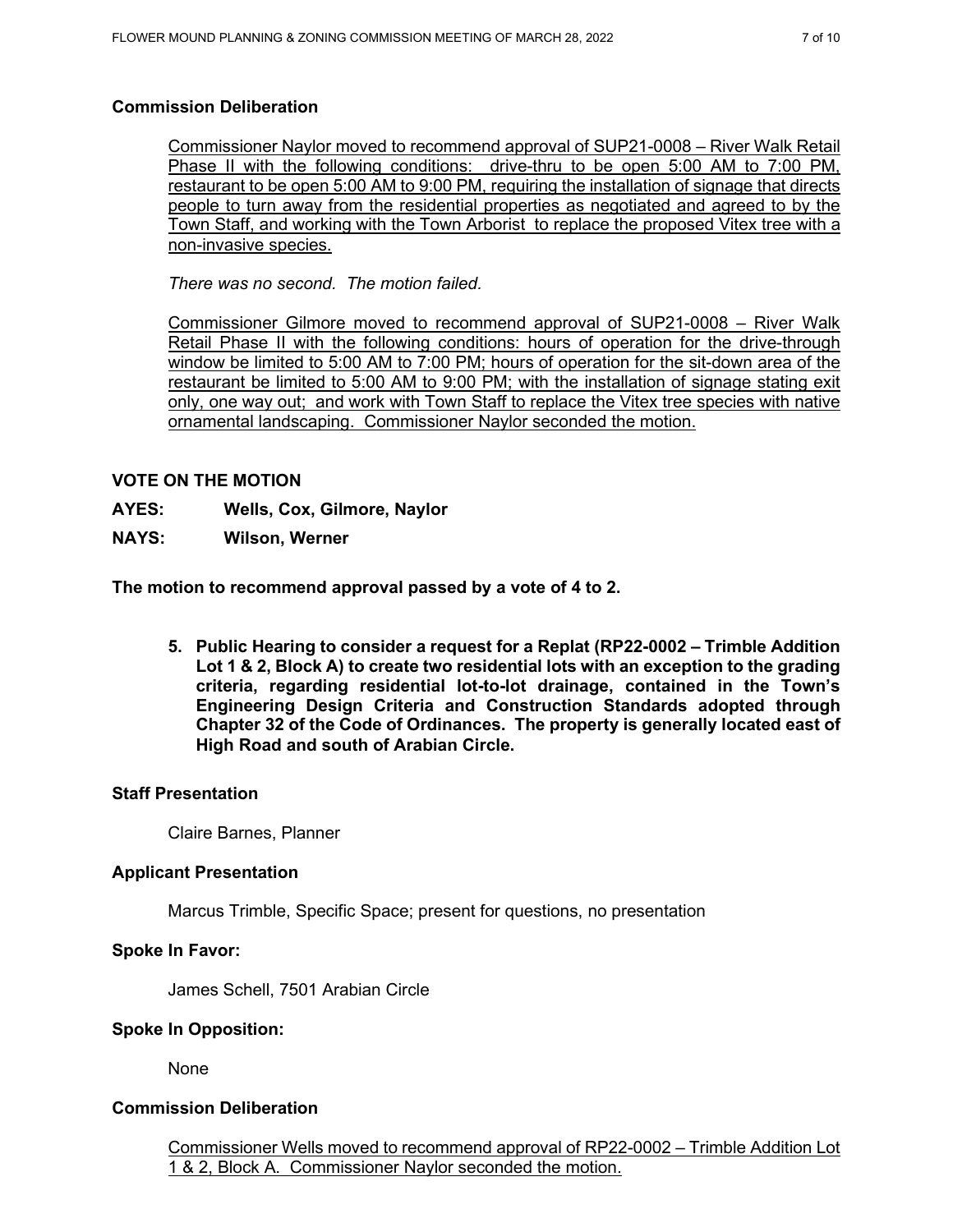**Commission Deliberation**

Commissioner Naylor moved to recommend approval of SUP21-0008 – River Walk Retail Phase II with the following conditions: drive-thru to be open 5:00 AM to 7:00 PM, restaurant to be open 5:00 AM to 9:00 PM, requiring the installation of signage that directs people to turn away from the residential properties as negotiated and agreed to by the Town Staff, and working with the Town Arborist to replace the proposed Vitex tree with a non-invasive species.

*There was no second. The motion failed.*

Commissioner Gilmore moved to recommend approval of SUP21-0008 – River Walk Retail Phase II with the following conditions: hours of operation for the drive-through window be limited to 5:00 AM to 7:00 PM; hours of operation for the sit-down area of the restaurant be limited to 5:00 AM to 9:00 PM; with the installation of signage stating exit only, one way out; and work with Town Staff to replace the Vitex tree species with native ornamental landscaping. Commissioner Naylor seconded the motion.

**VOTE ON THE MOTION**

**AYES: Wells, Cox, Gilmore, Naylor**

**NAYS: Wilson, Werner**

**The motion to recommend approval passed by a vote of 4 to 2.**

5. **Public Hearing to consider a request for a Replat (RP22-0002 – Trimble Addition Lot 1 & 2, Block A) to create two residential lots with an exception to the grading criteria, regarding residential lot-to-lot drainage, contained in the Town's Engineering Design Criteria and Construction Standards adopted through Chapter 32 of the Code of Ordinances. The property is generally located east of High Road and south of Arabian Circle.**

**Staff Presentation**

Claire Barnes, Planner

**Applicant Presentation**

Marcus Trimble, Specific Space; present for questions, no presentation

**Spoke In Favor:**

James Schell, 7501 Arabian Circle

**Spoke In Opposition:**

None

**Commission Deliberation**

Commissioner Wells moved to recommend approval of RP22-0002 – Trimble Addition Lot 1 & 2, Block A. Commissioner Naylor seconded the motion.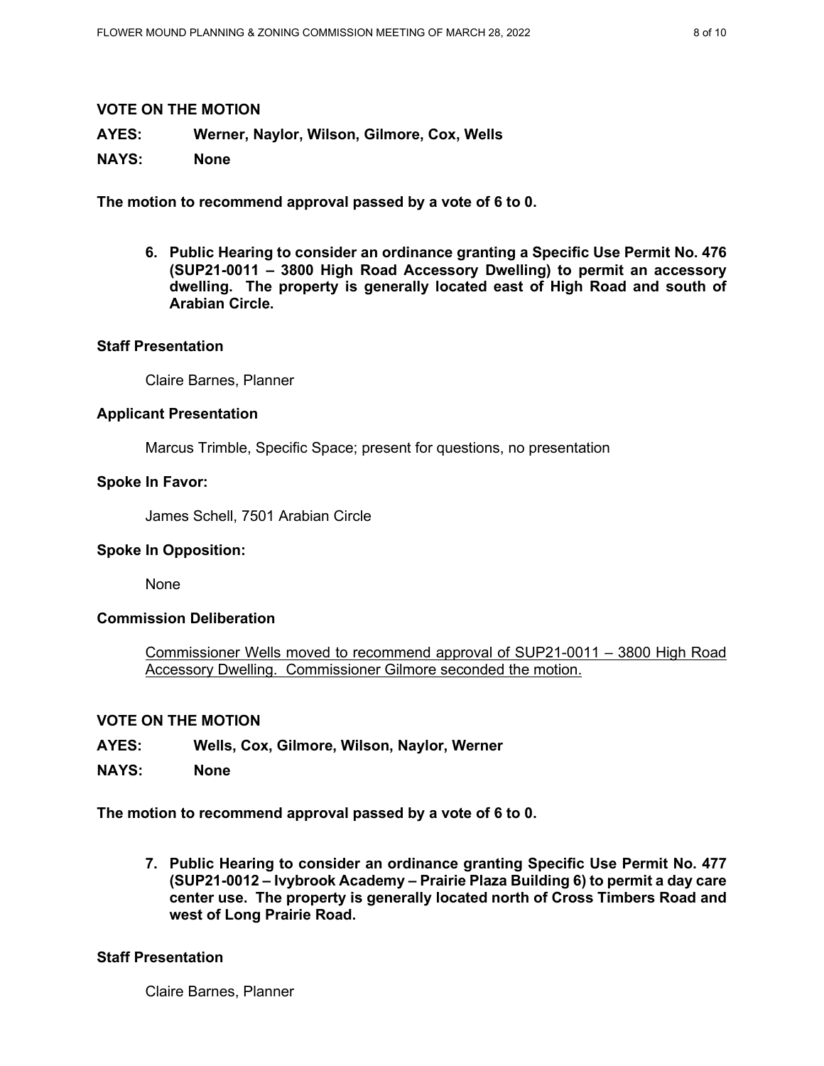**VOTE ON THE MOTION**

**AYES:** **Werner, Naylor, Wilson, Gilmore, Cox, Wells**

**NAYS:** **None**

**The motion to recommend approval passed by a vote of 6 to 0.**

6. **Public Hearing to consider an ordinance granting a Specific Use Permit No. 476 (SUP21-0011 – 3800 High Road Accessory Dwelling) to permit an accessory dwelling. The property is generally located east of High Road and south of Arabian Circle.**

**Staff Presentation**

Claire Barnes, Planner

**Applicant Presentation**

Marcus Trimble, Specific Space; present for questions, no presentation

**Spoke In Favor:**

James Schell, 7501 Arabian Circle

**Spoke In Opposition:**

None

**Commission Deliberation**

Commissioner Wells moved to recommend approval of SUP21-0011 – 3800 High Road Accessory Dwelling. Commissioner Gilmore seconded the motion.

**VOTE ON THE MOTION**

**AYES:** **Wells, Cox, Gilmore, Wilson, Naylor, Werner**

**NAYS:** **None**

**The motion to recommend approval passed by a vote of 6 to 0.**

7. **Public Hearing to consider an ordinance granting Specific Use Permit No. 477 (SUP21-0012 – Ivybrook Academy – Prairie Plaza Building 6) to permit a day care center use. The property is generally located north of Cross Timbers Road and west of Long Prairie Road.**

**Staff Presentation**

Claire Barnes, Planner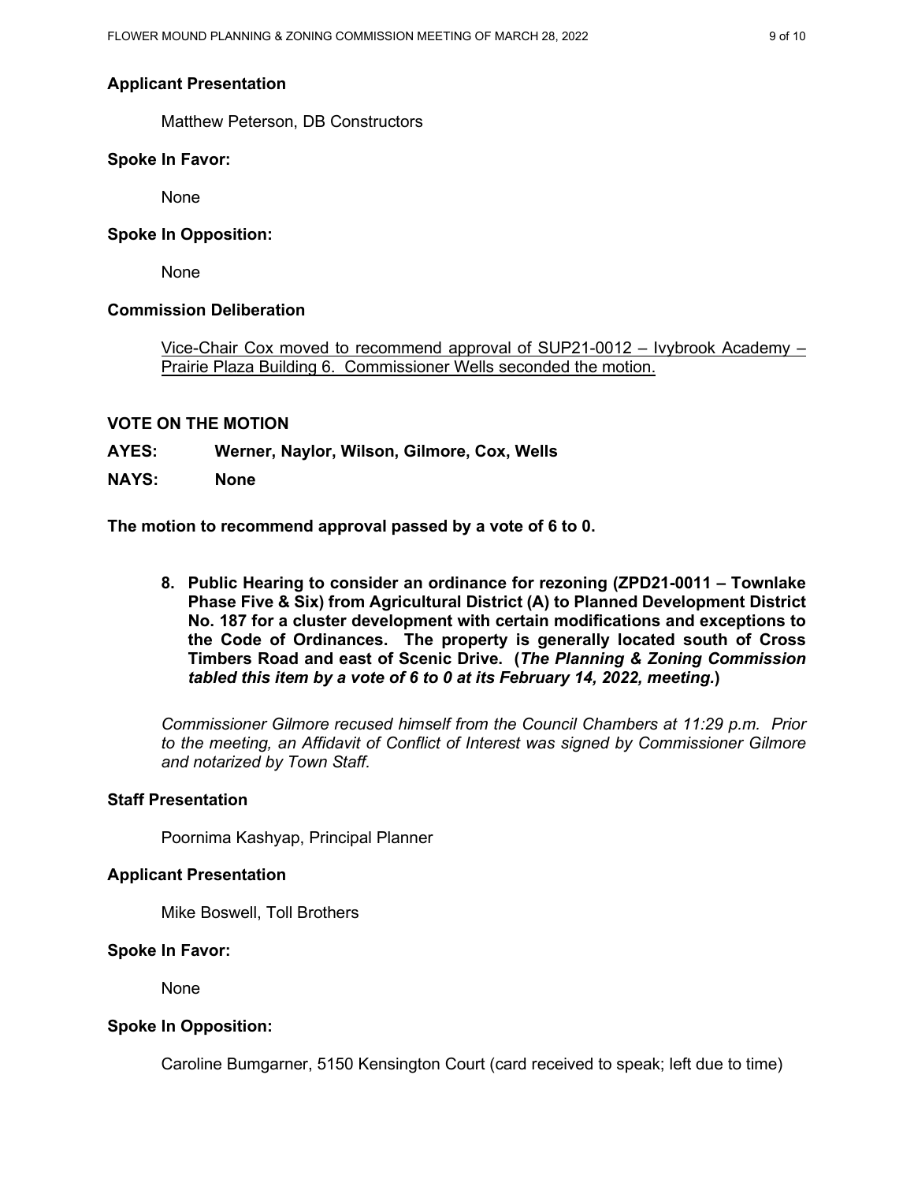**Applicant Presentation**

Matthew Peterson, DB Constructors

**Spoke In Favor:**

None

**Spoke In Opposition:**

None

**Commission Deliberation**

Vice-Chair Cox moved to recommend approval of SUP21-0012 – Ivybrook Academy – Prairie Plaza Building 6. Commissioner Wells seconded the motion.

**VOTE ON THE MOTION**

**AYES: Werner, Naylor, Wilson, Gilmore, Cox, Wells**

**NAYS: None**

**The motion to recommend approval passed by a vote of 6 to 0.**

**8. Public Hearing to consider an ordinance for rezoning (ZPD21-0011 – Townlake Phase Five & Six) from Agricultural District (A) to Planned Development District No. 187 for a cluster development with certain modifications and exceptions to the Code of Ordinances. The property is generally located south of Cross Timbers Road and east of Scenic Drive. (*The Planning & Zoning Commission tabled this item by a vote of 6 to 0 at its February 14, 2022, meeting.*)**

*Commissioner Gilmore recused himself from the Council Chambers at 11:29 p.m. Prior to the meeting, an Affidavit of Conflict of Interest was signed by Commissioner Gilmore and notarized by Town Staff.*

**Staff Presentation**

Poornima Kashyap, Principal Planner

**Applicant Presentation**

Mike Boswell, Toll Brothers

**Spoke In Favor:**

None

**Spoke In Opposition:**

Caroline Bumgarner, 5150 Kensington Court (card received to speak; left due to time)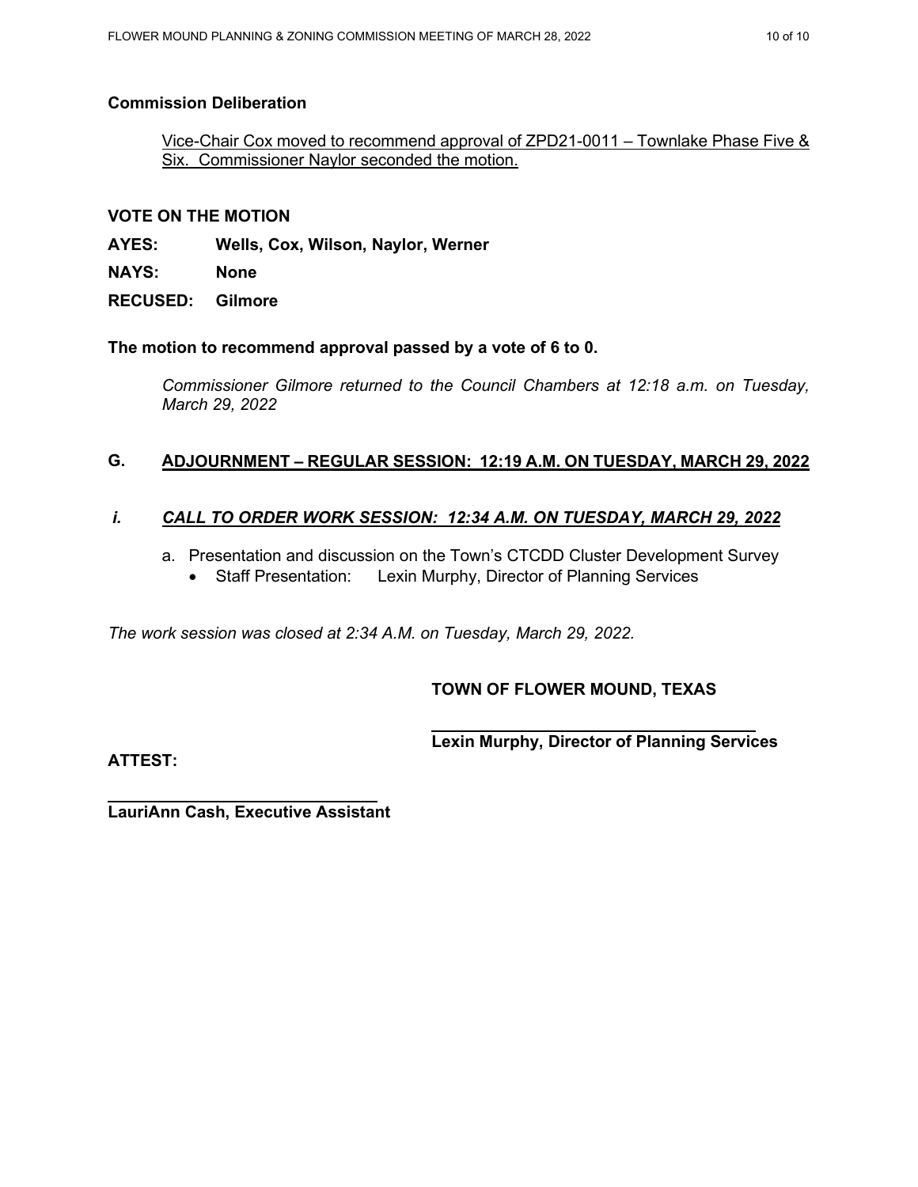**Commission Deliberation**

Vice-Chair Cox moved to recommend approval of ZPD21-0011 – Townlake Phase Five & Six. Commissioner Naylor seconded the motion.

**VOTE ON THE MOTION**

**AYES: Wells, Cox, Wilson, Naylor, Werner**

**NAYS: None**

**RECUSED: Gilmore**

**The motion to recommend approval passed by a vote of 6 to 0.**

*Commissioner Gilmore returned to the Council Chambers at 12:18 a.m. on Tuesday, March 29, 2022*

## G. ADJOURNMENT – REGULAR SESSION: 12:19 A.M. ON TUESDAY, MARCH 29, 2022

## *i. CALL TO ORDER WORK SESSION: 12:34 A.M. ON TUESDAY, MARCH 29, 2022*

a. Presentation and discussion on the Town's CTCDD Cluster Development Survey
   - Staff Presentation: Lexin Murphy, Director of Planning Services

*The work session was closed at 2:34 A.M. on Tuesday, March 29, 2022.*

**TOWN OF FLOWER MOUND, TEXAS**

\_\_\_\_\_\_\_\_\_\_\_\_\_\_\_\_\_\_\_\_\_\_\_\_\_\_\_\_\_\_\_\_\_\_\_\_

**Lexin Murphy, Director of Planning Services**

**ATTEST:**

\_\_\_\_\_\_\_\_\_\_\_\_\_\_\_\_\_\_\_\_\_\_\_\_\_\_\_\_\_\_

**LauriAnn Cash, Executive Assistant**